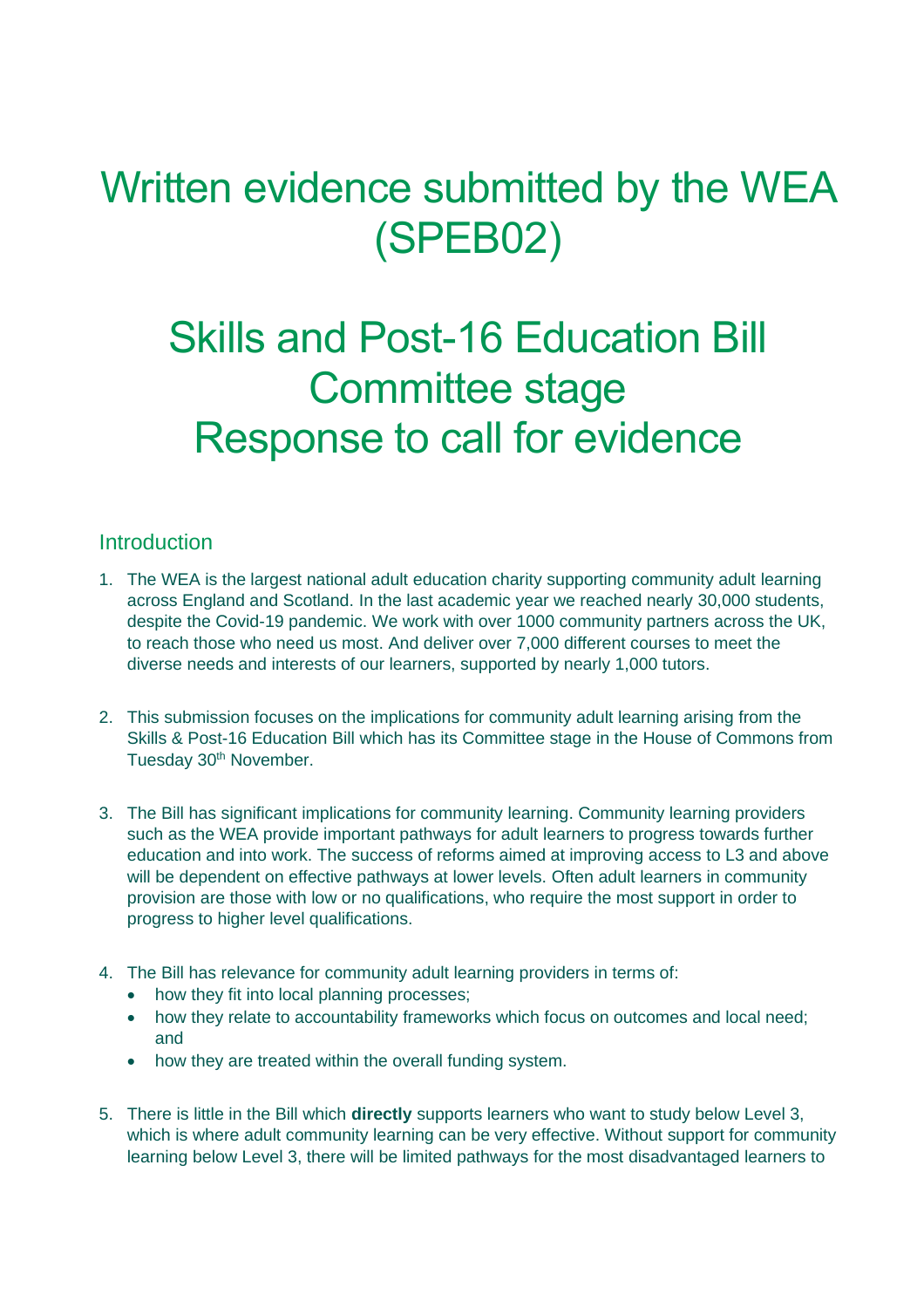# Written evidence submitted by the WEA (SPEB02)

# Skills and Post-16 Education Bill Committee stage Response to call for evidence

## Introduction

1. The WEA is the largest national adult education charity supporting community adult learning across England and Scotland. In the last academic year we reached nearly 30,000 students, despite the Covid-19 pandemic. We work with over 1000 community partners across the UK, to reach those who need us most. And deliver over 7,000 different courses to meet the diverse needs and interests of our learners, supported by nearly 1,000 tutors.

2. This submission focuses on the implications for community adult learning arising from the Skills & Post-16 Education Bill which has its Committee stage in the House of Commons from Tuesday 30th November.

3. The Bill has significant implications for community learning. Community learning providers such as the WEA provide important pathways for adult learners to progress towards further education and into work. The success of reforms aimed at improving access to L3 and above will be dependent on effective pathways at lower levels. Often adult learners in community provision are those with low or no qualifications, who require the most support in order to progress to higher level qualifications.

4. The Bill has relevance for community adult learning providers in terms of:
   - how they fit into local planning processes;
   - how they relate to accountability frameworks which focus on outcomes and local need; and
   - how they are treated within the overall funding system.

5. There is little in the Bill which **directly** supports learners who want to study below Level 3, which is where adult community learning can be very effective. Without support for community learning below Level 3, there will be limited pathways for the most disadvantaged learners to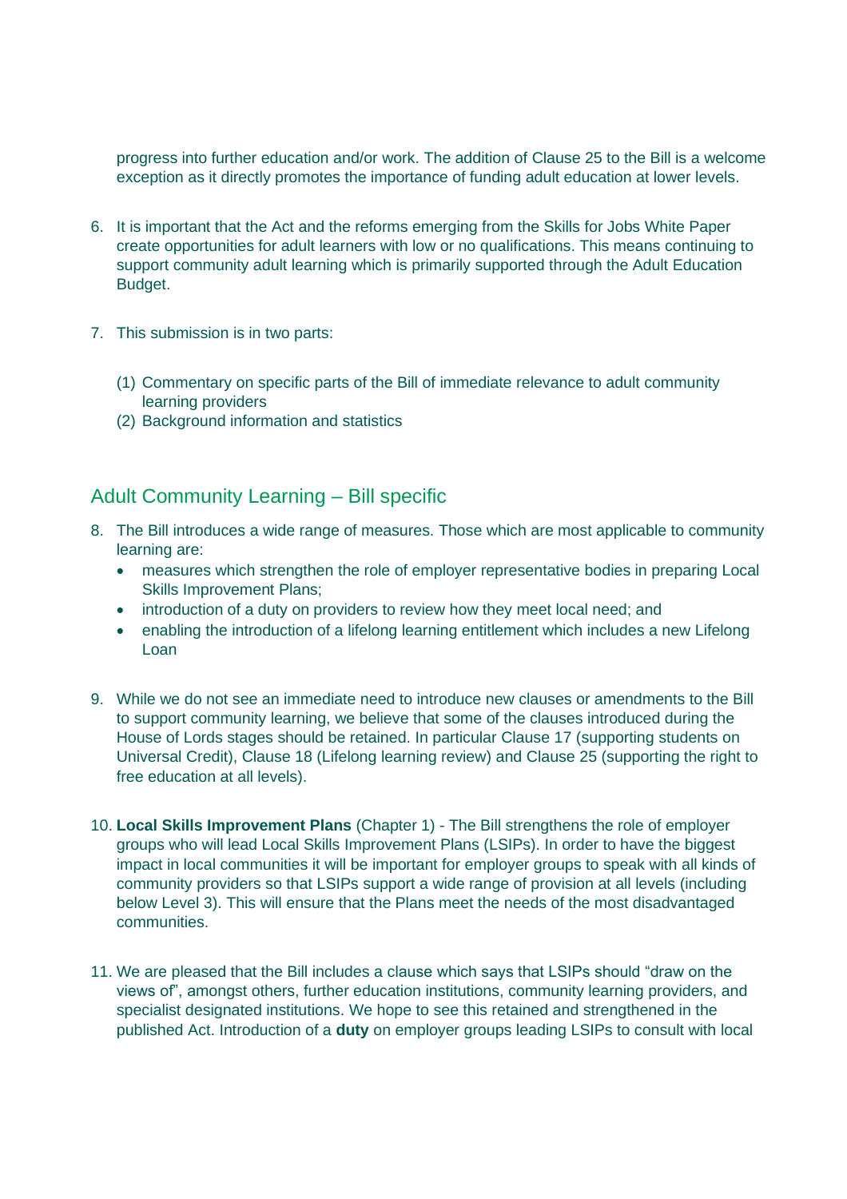progress into further education and/or work. The addition of Clause 25 to the Bill is a welcome exception as it directly promotes the importance of funding adult education at lower levels.

6. It is important that the Act and the reforms emerging from the Skills for Jobs White Paper create opportunities for adult learners with low or no qualifications. This means continuing to support community adult learning which is primarily supported through the Adult Education Budget.

7. This submission is in two parts:

   (1) Commentary on specific parts of the Bill of immediate relevance to adult community learning providers
   (2) Background information and statistics

## Adult Community Learning – Bill specific

8. The Bill introduces a wide range of measures. Those which are most applicable to community learning are:
   - measures which strengthen the role of employer representative bodies in preparing Local Skills Improvement Plans;
   - introduction of a duty on providers to review how they meet local need; and
   - enabling the introduction of a lifelong learning entitlement which includes a new Lifelong Loan

9. While we do not see an immediate need to introduce new clauses or amendments to the Bill to support community learning, we believe that some of the clauses introduced during the House of Lords stages should be retained. In particular Clause 17 (supporting students on Universal Credit), Clause 18 (Lifelong learning review) and Clause 25 (supporting the right to free education at all levels).

10. **Local Skills Improvement Plans** (Chapter 1) - The Bill strengthens the role of employer groups who will lead Local Skills Improvement Plans (LSIPs). In order to have the biggest impact in local communities it will be important for employer groups to speak with all kinds of community providers so that LSIPs support a wide range of provision at all levels (including below Level 3). This will ensure that the Plans meet the needs of the most disadvantaged communities.

11. We are pleased that the Bill includes a clause which says that LSIPs should "draw on the views of", amongst others, further education institutions, community learning providers, and specialist designated institutions. We hope to see this retained and strengthened in the published Act. Introduction of a **duty** on employer groups leading LSIPs to consult with local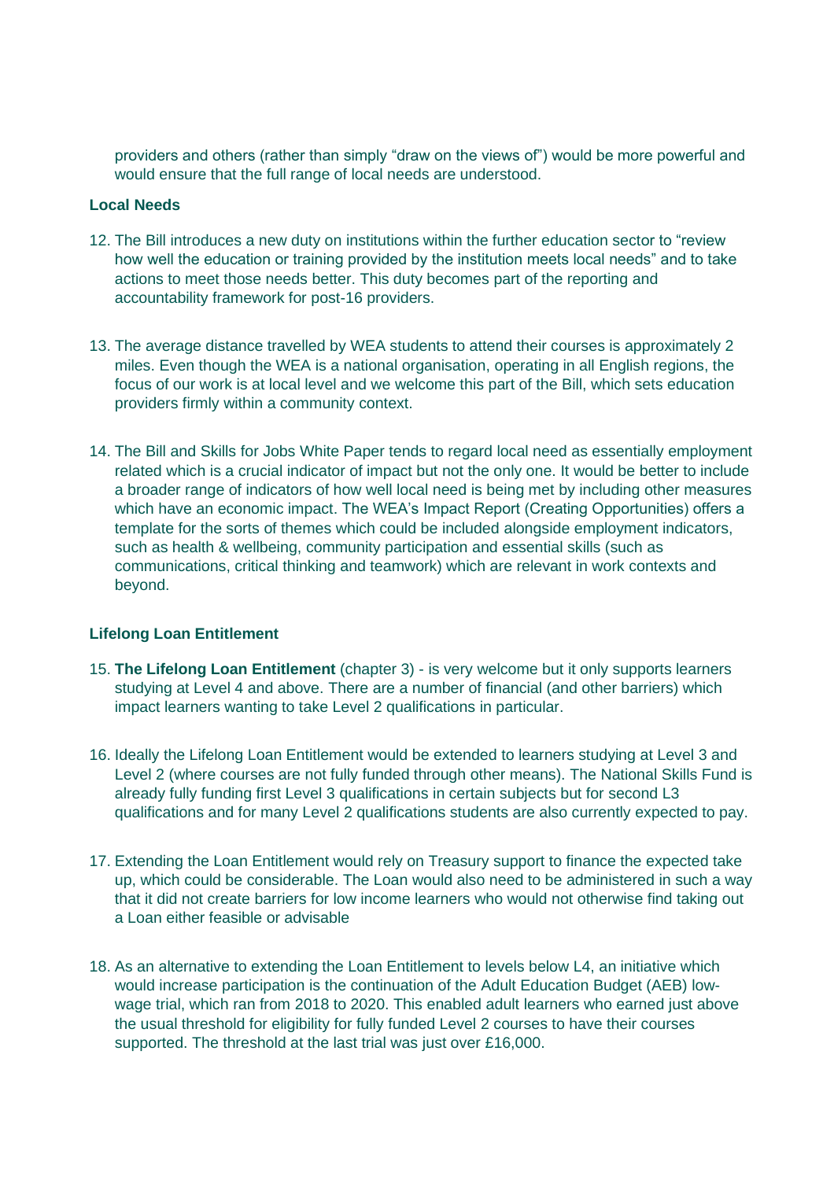providers and others (rather than simply "draw on the views of") would be more powerful and would ensure that the full range of local needs are understood.

**Local Needs**

12. The Bill introduces a new duty on institutions within the further education sector to "review how well the education or training provided by the institution meets local needs" and to take actions to meet those needs better. This duty becomes part of the reporting and accountability framework for post-16 providers.

13. The average distance travelled by WEA students to attend their courses is approximately 2 miles. Even though the WEA is a national organisation, operating in all English regions, the focus of our work is at local level and we welcome this part of the Bill, which sets education providers firmly within a community context.

14. The Bill and Skills for Jobs White Paper tends to regard local need as essentially employment related which is a crucial indicator of impact but not the only one. It would be better to include a broader range of indicators of how well local need is being met by including other measures which have an economic impact. The WEA's Impact Report (Creating Opportunities) offers a template for the sorts of themes which could be included alongside employment indicators, such as health & wellbeing, community participation and essential skills (such as communications, critical thinking and teamwork) which are relevant in work contexts and beyond.

**Lifelong Loan Entitlement**

15. **The Lifelong Loan Entitlement** (chapter 3) - is very welcome but it only supports learners studying at Level 4 and above. There are a number of financial (and other barriers) which impact learners wanting to take Level 2 qualifications in particular.

16. Ideally the Lifelong Loan Entitlement would be extended to learners studying at Level 3 and Level 2 (where courses are not fully funded through other means). The National Skills Fund is already fully funding first Level 3 qualifications in certain subjects but for second L3 qualifications and for many Level 2 qualifications students are also currently expected to pay.

17. Extending the Loan Entitlement would rely on Treasury support to finance the expected take up, which could be considerable. The Loan would also need to be administered in such a way that it did not create barriers for low income learners who would not otherwise find taking out a Loan either feasible or advisable

18. As an alternative to extending the Loan Entitlement to levels below L4, an initiative which would increase participation is the continuation of the Adult Education Budget (AEB) low-wage trial, which ran from 2018 to 2020. This enabled adult learners who earned just above the usual threshold for eligibility for fully funded Level 2 courses to have their courses supported. The threshold at the last trial was just over £16,000.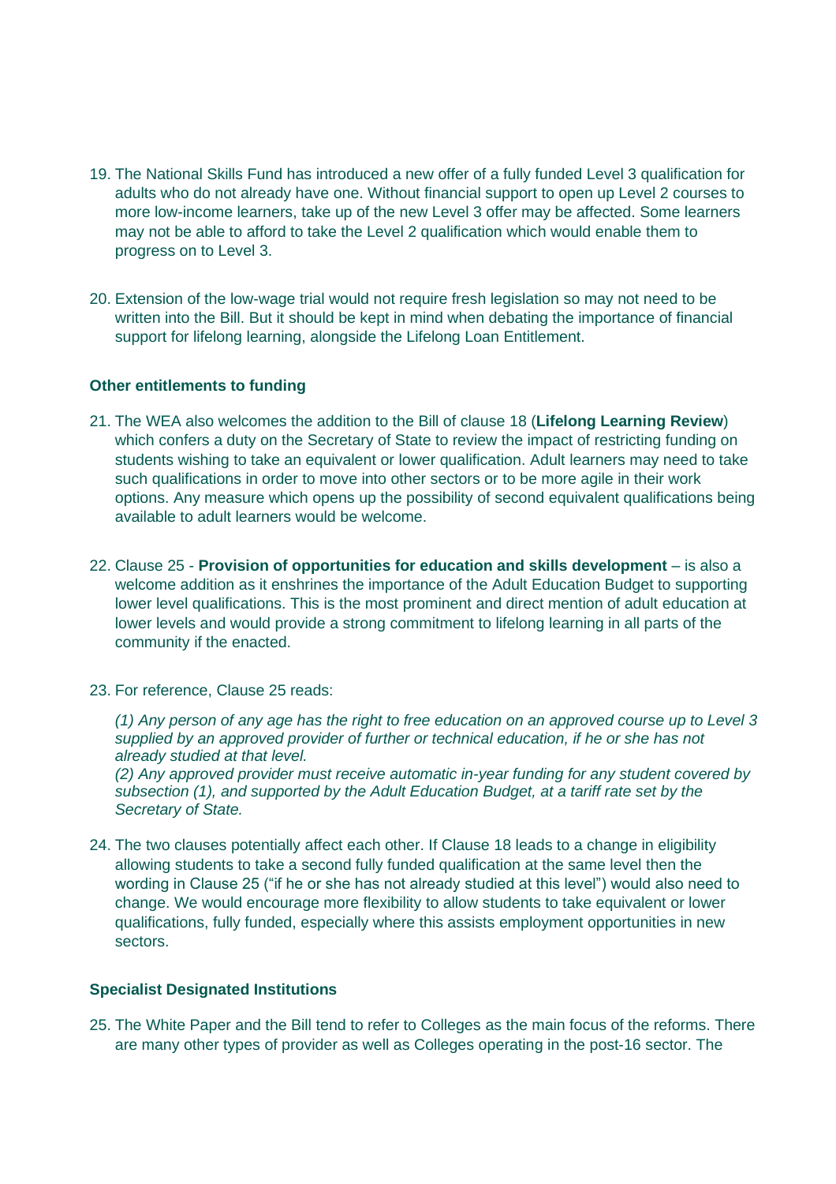19. The National Skills Fund has introduced a new offer of a fully funded Level 3 qualification for adults who do not already have one. Without financial support to open up Level 2 courses to more low-income learners, take up of the new Level 3 offer may be affected. Some learners may not be able to afford to take the Level 2 qualification which would enable them to progress on to Level 3.

20. Extension of the low-wage trial would not require fresh legislation so may not need to be written into the Bill. But it should be kept in mind when debating the importance of financial support for lifelong learning, alongside the Lifelong Loan Entitlement.

**Other entitlements to funding**

21. The WEA also welcomes the addition to the Bill of clause 18 (**Lifelong Learning Review**) which confers a duty on the Secretary of State to review the impact of restricting funding on students wishing to take an equivalent or lower qualification. Adult learners may need to take such qualifications in order to move into other sectors or to be more agile in their work options. Any measure which opens up the possibility of second equivalent qualifications being available to adult learners would be welcome.

22. Clause 25 - **Provision of opportunities for education and skills development** – is also a welcome addition as it enshrines the importance of the Adult Education Budget to supporting lower level qualifications. This is the most prominent and direct mention of adult education at lower levels and would provide a strong commitment to lifelong learning in all parts of the community if the enacted.

23. For reference, Clause 25 reads:

    *(1) Any person of any age has the right to free education on an approved course up to Level 3 supplied by an approved provider of further or technical education, if he or she has not already studied at that level.*
    *(2) Any approved provider must receive automatic in-year funding for any student covered by subsection (1), and supported by the Adult Education Budget, at a tariff rate set by the Secretary of State.*

24. The two clauses potentially affect each other. If Clause 18 leads to a change in eligibility allowing students to take a second fully funded qualification at the same level then the wording in Clause 25 ("if he or she has not already studied at this level") would also need to change. We would encourage more flexibility to allow students to take equivalent or lower qualifications, fully funded, especially where this assists employment opportunities in new sectors.

**Specialist Designated Institutions**

25. The White Paper and the Bill tend to refer to Colleges as the main focus of the reforms. There are many other types of provider as well as Colleges operating in the post-16 sector. The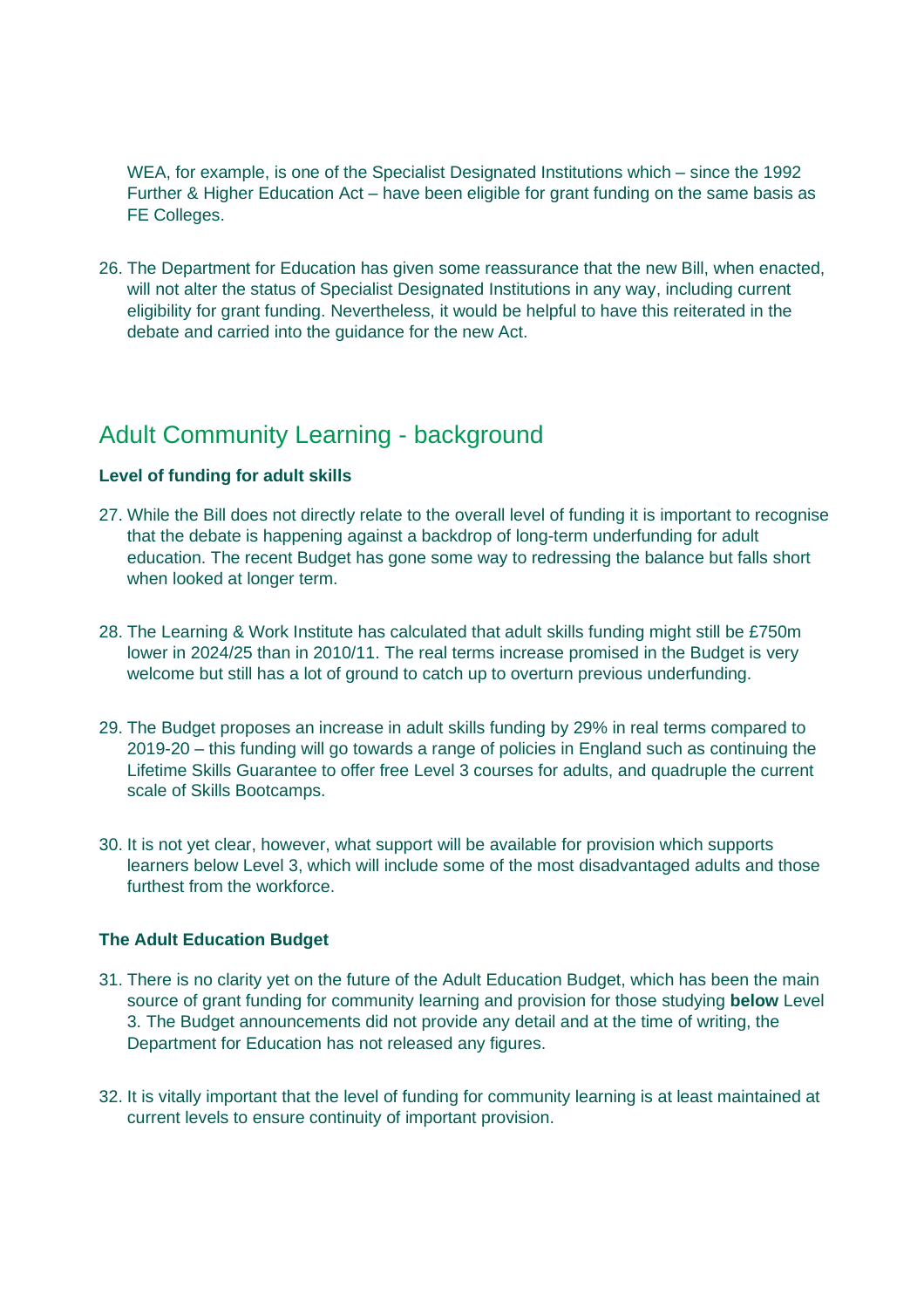WEA, for example, is one of the Specialist Designated Institutions which – since the 1992 Further & Higher Education Act – have been eligible for grant funding on the same basis as FE Colleges.

26. The Department for Education has given some reassurance that the new Bill, when enacted, will not alter the status of Specialist Designated Institutions in any way, including current eligibility for grant funding. Nevertheless, it would be helpful to have this reiterated in the debate and carried into the guidance for the new Act.

## Adult Community Learning - background

**Level of funding for adult skills**

27. While the Bill does not directly relate to the overall level of funding it is important to recognise that the debate is happening against a backdrop of long-term underfunding for adult education. The recent Budget has gone some way to redressing the balance but falls short when looked at longer term.

28. The Learning & Work Institute has calculated that adult skills funding might still be £750m lower in 2024/25 than in 2010/11. The real terms increase promised in the Budget is very welcome but still has a lot of ground to catch up to overturn previous underfunding.

29. The Budget proposes an increase in adult skills funding by 29% in real terms compared to 2019-20 – this funding will go towards a range of policies in England such as continuing the Lifetime Skills Guarantee to offer free Level 3 courses for adults, and quadruple the current scale of Skills Bootcamps.

30. It is not yet clear, however, what support will be available for provision which supports learners below Level 3, which will include some of the most disadvantaged adults and those furthest from the workforce.

**The Adult Education Budget**

31. There is no clarity yet on the future of the Adult Education Budget, which has been the main source of grant funding for community learning and provision for those studying **below** Level 3. The Budget announcements did not provide any detail and at the time of writing, the Department for Education has not released any figures.

32. It is vitally important that the level of funding for community learning is at least maintained at current levels to ensure continuity of important provision.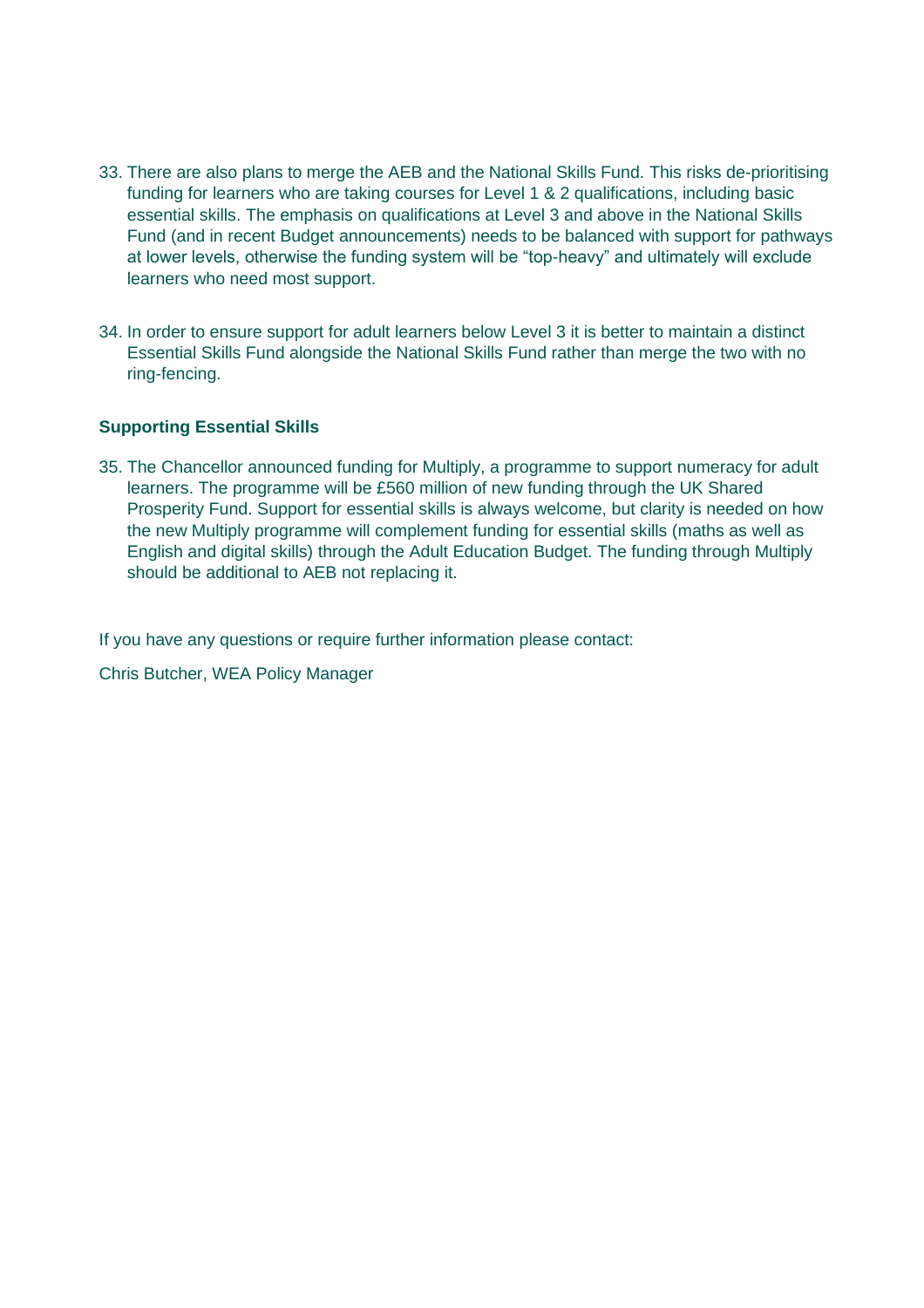33. There are also plans to merge the AEB and the National Skills Fund. This risks de-prioritising funding for learners who are taking courses for Level 1 & 2 qualifications, including basic essential skills. The emphasis on qualifications at Level 3 and above in the National Skills Fund (and in recent Budget announcements) needs to be balanced with support for pathways at lower levels, otherwise the funding system will be "top-heavy" and ultimately will exclude learners who need most support.

34. In order to ensure support for adult learners below Level 3 it is better to maintain a distinct Essential Skills Fund alongside the National Skills Fund rather than merge the two with no ring-fencing.

**Supporting Essential Skills**

35. The Chancellor announced funding for Multiply, a programme to support numeracy for adult learners. The programme will be £560 million of new funding through the UK Shared Prosperity Fund. Support for essential skills is always welcome, but clarity is needed on how the new Multiply programme will complement funding for essential skills (maths as well as English and digital skills) through the Adult Education Budget. The funding through Multiply should be additional to AEB not replacing it.

If you have any questions or require further information please contact:

Chris Butcher, WEA Policy Manager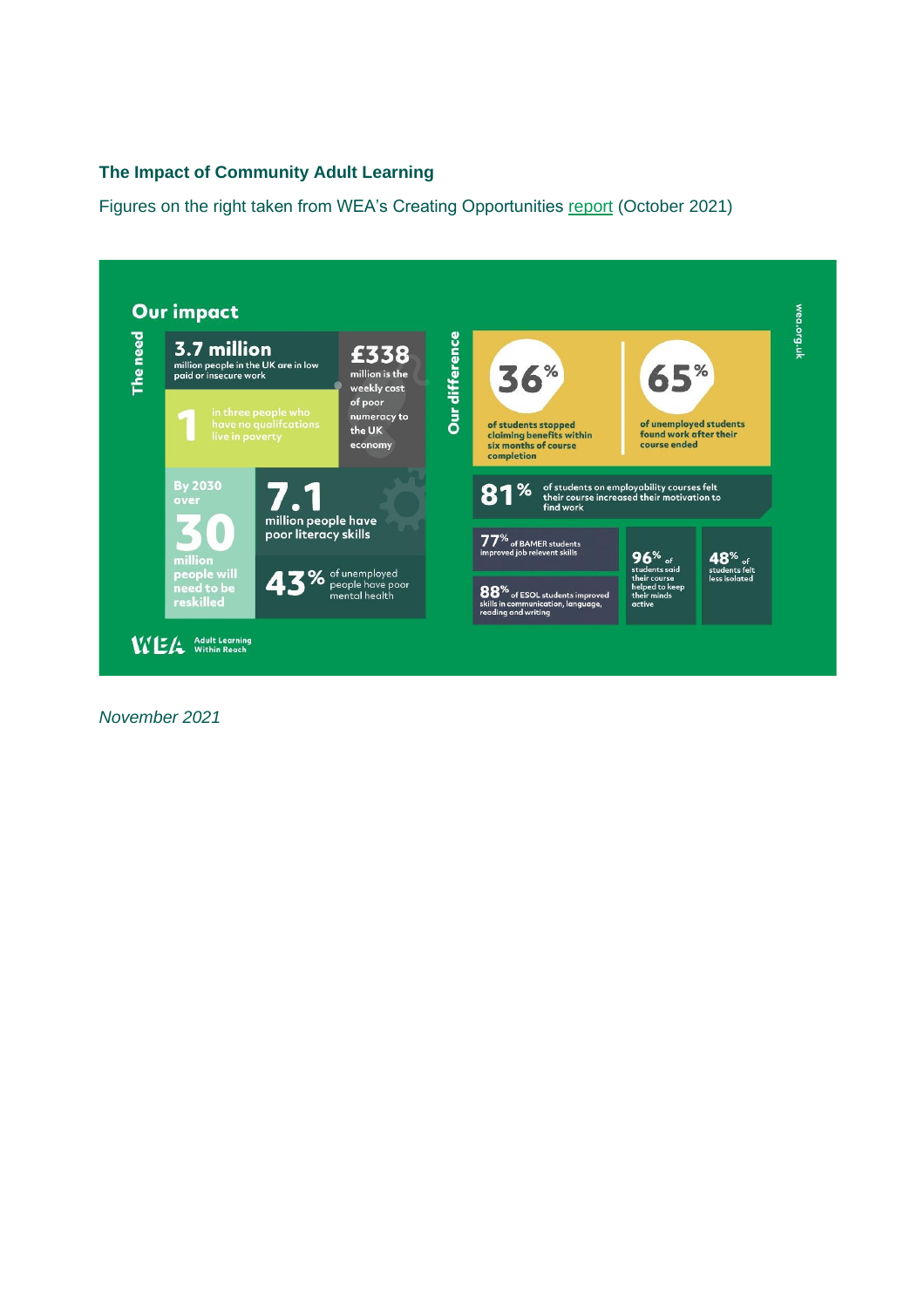### The Impact of Community Adult Learning

Figures on the right taken from WEA's Creating Opportunities report (October 2021)

## Our impact

wea.org.uk

**The need**

**3.7 million** million people in the UK are in low paid or insecure work

**£338** million is the weekly cost of poor numeracy to the UK economy

**1** in three people who have no qualifcations live in poverty

By 2030 over **30** million people will need to be reskilled

**7.1** million people have poor literacy skills

**43%** of unemployed people have poor mental health

**Our difference**

**36%** of students stopped claiming benefits within six months of course completion

**65%** of unemployed students found work after their course ended

**81%** of students on employability courses felt their course increased their motivation to find work

**77%** of BAMER students improved job relevent skills

**88%** of ESOL students improved skills in communication, language, reading and writing

**96%** of students said their course helped to keep their minds active

**48%** of students felt less isolated

WEA Adult Learning Within Reach

*November 2021*